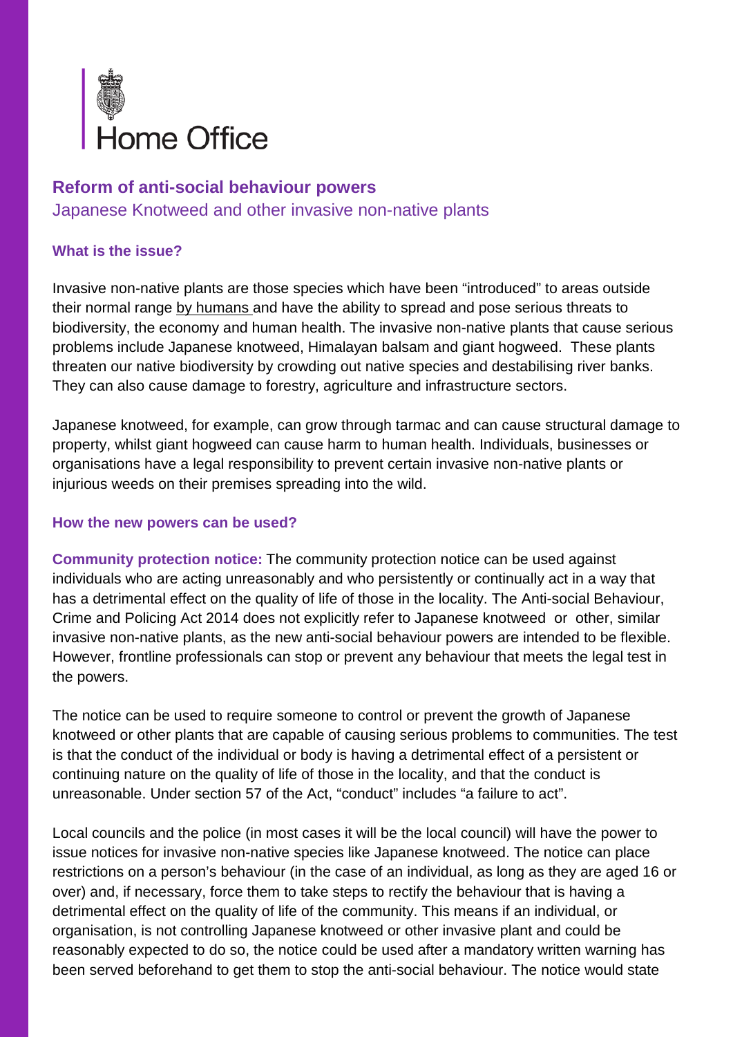Home Office

## Reform of anti-social behaviour powers

### Japanese Knotweed and other invasive non-native plants

#### What is the issue?

Invasive non-native plants are those species which have been "introduced" to areas outside their normal range by humans and have the ability to spread and pose serious threats to biodiversity, the economy and human health. The invasive non-native plants that cause serious problems include Japanese knotweed, Himalayan balsam and giant hogweed. These plants threaten our native biodiversity by crowding out native species and destabilising river banks. They can also cause damage to forestry, agriculture and infrastructure sectors.

Japanese knotweed, for example, can grow through tarmac and can cause structural damage to property, whilst giant hogweed can cause harm to human health. Individuals, businesses or organisations have a legal responsibility to prevent certain invasive non-native plants or injurious weeds on their premises spreading into the wild.

#### How the new powers can be used?

**Community protection notice:** The community protection notice can be used against individuals who are acting unreasonably and who persistently or continually act in a way that has a detrimental effect on the quality of life of those in the locality. The Anti-social Behaviour, Crime and Policing Act 2014 does not explicitly refer to Japanese knotweed or other, similar invasive non-native plants, as the new anti-social behaviour powers are intended to be flexible. However, frontline professionals can stop or prevent any behaviour that meets the legal test in the powers.

The notice can be used to require someone to control or prevent the growth of Japanese knotweed or other plants that are capable of causing serious problems to communities. The test is that the conduct of the individual or body is having a detrimental effect of a persistent or continuing nature on the quality of life of those in the locality, and that the conduct is unreasonable. Under section 57 of the Act, "conduct" includes "a failure to act".

Local councils and the police (in most cases it will be the local council) will have the power to issue notices for invasive non-native species like Japanese knotweed. The notice can place restrictions on a person's behaviour (in the case of an individual, as long as they are aged 16 or over) and, if necessary, force them to take steps to rectify the behaviour that is having a detrimental effect on the quality of life of the community. This means if an individual, or organisation, is not controlling Japanese knotweed or other invasive plant and could be reasonably expected to do so, the notice could be used after a mandatory written warning has been served beforehand to get them to stop the anti-social behaviour. The notice would state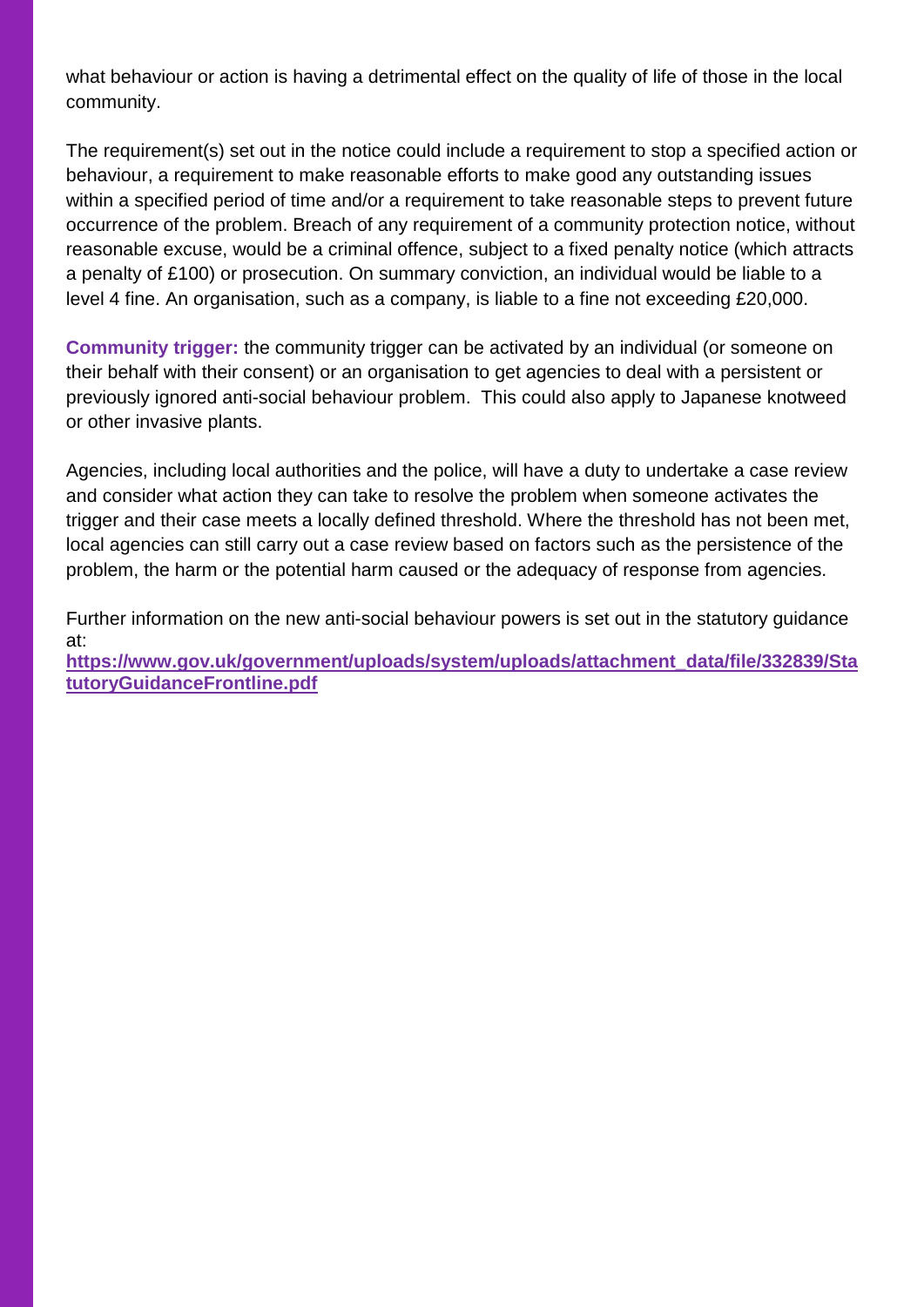what behaviour or action is having a detrimental effect on the quality of life of those in the local community.

The requirement(s) set out in the notice could include a requirement to stop a specified action or behaviour, a requirement to make reasonable efforts to make good any outstanding issues within a specified period of time and/or a requirement to take reasonable steps to prevent future occurrence of the problem. Breach of any requirement of a community protection notice, without reasonable excuse, would be a criminal offence, subject to a fixed penalty notice (which attracts a penalty of £100) or prosecution. On summary conviction, an individual would be liable to a level 4 fine. An organisation, such as a company, is liable to a fine not exceeding £20,000.

**Community trigger:** the community trigger can be activated by an individual (or someone on their behalf with their consent) or an organisation to get agencies to deal with a persistent or previously ignored anti-social behaviour problem. This could also apply to Japanese knotweed or other invasive plants.

Agencies, including local authorities and the police, will have a duty to undertake a case review and consider what action they can take to resolve the problem when someone activates the trigger and their case meets a locally defined threshold. Where the threshold has not been met, local agencies can still carry out a case review based on factors such as the persistence of the problem, the harm or the potential harm caused or the adequacy of response from agencies.

Further information on the new anti-social behaviour powers is set out in the statutory guidance at:
**https://www.gov.uk/government/uploads/system/uploads/attachment_data/file/332839/StatutoryGuidanceFrontline.pdf**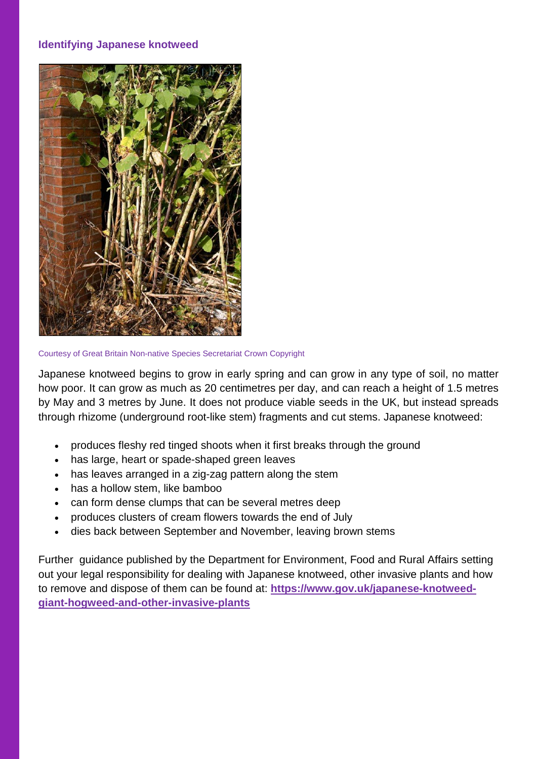### Identifying Japanese knotweed

Courtesy of Great Britain Non-native Species Secretariat Crown Copyright

Japanese knotweed begins to grow in early spring and can grow in any type of soil, no matter how poor. It can grow as much as 20 centimetres per day, and can reach a height of 1.5 metres by May and 3 metres by June. It does not produce viable seeds in the UK, but instead spreads through rhizome (underground root-like stem) fragments and cut stems. Japanese knotweed:

- produces fleshy red tinged shoots when it first breaks through the ground
- has large, heart or spade-shaped green leaves
- has leaves arranged in a zig-zag pattern along the stem
- has a hollow stem, like bamboo
- can form dense clumps that can be several metres deep
- produces clusters of cream flowers towards the end of July
- dies back between September and November, leaving brown stems

Further guidance published by the Department for Environment, Food and Rural Affairs setting out your legal responsibility for dealing with Japanese knotweed, other invasive plants and how to remove and dispose of them can be found at: **[https://www.gov.uk/japanese-knotweed-giant-hogweed-and-other-invasive-plants](https://www.gov.uk/japanese-knotweed-giant-hogweed-and-other-invasive-plants)**